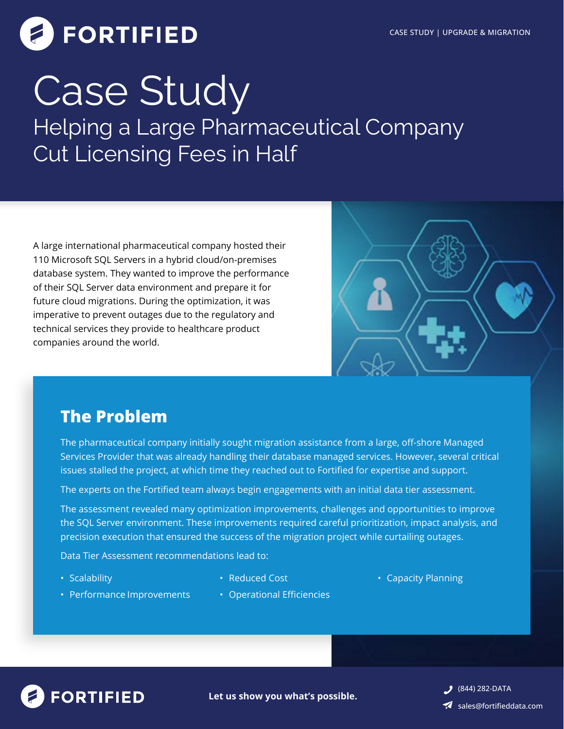FORTIFIED

CASE STUDY | UPGRADE & MIGRATION

# Case Study

## Helping a Large Pharmaceutical Company Cut Licensing Fees in Half

A large international pharmaceutical company hosted their 110 Microsoft SQL Servers in a hybrid cloud/on-premises database system. They wanted to improve the performance of their SQL Server data environment and prepare it for future cloud migrations. During the optimization, it was imperative to prevent outages due to the regulatory and technical services they provide to healthcare product companies around the world.

## The Problem

The pharmaceutical company initially sought migration assistance from a large, off-shore Managed Services Provider that was already handling their database managed services. However, several critical issues stalled the project, at which time they reached out to Fortified for expertise and support.

The experts on the Fortified team always begin engagements with an initial data tier assessment.

The assessment revealed many optimization improvements, challenges and opportunities to improve the SQL Server environment. These improvements required careful prioritization, impact analysis, and precision execution that ensured the success of the migration project while curtailing outages.

Data Tier Assessment recommendations lead to:

- Scalability
- Performance Improvements
- Reduced Cost
- Operational Efficiencies
- Capacity Planning

FORTIFIED

**Let us show you what's possible.**

(844) 282-DATA

sales@fortifieddata.com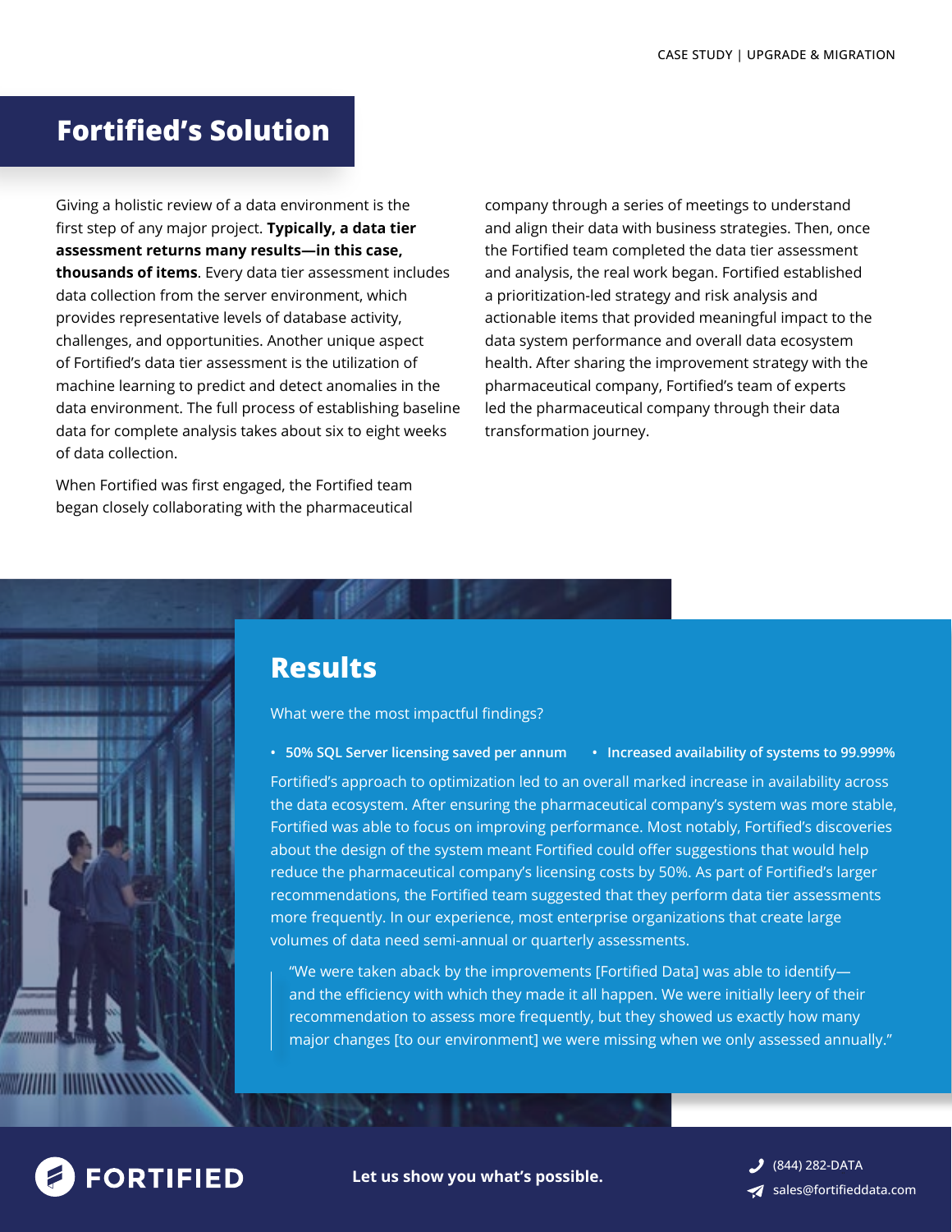## Fortified's Solution

Giving a holistic review of a data environment is the first step of any major project. **Typically, a data tier assessment returns many results—in this case, thousands of items**. Every data tier assessment includes data collection from the server environment, which provides representative levels of database activity, challenges, and opportunities. Another unique aspect of Fortified's data tier assessment is the utilization of machine learning to predict and detect anomalies in the data environment. The full process of establishing baseline data for complete analysis takes about six to eight weeks of data collection.

When Fortified was first engaged, the Fortified team began closely collaborating with the pharmaceutical company through a series of meetings to understand and align their data with business strategies. Then, once the Fortified team completed the data tier assessment and analysis, the real work began. Fortified established a prioritization-led strategy and risk analysis and actionable items that provided meaningful impact to the data system performance and overall data ecosystem health. After sharing the improvement strategy with the pharmaceutical company, Fortified's team of experts led the pharmaceutical company through their data transformation journey.

## Results

What were the most impactful findings?

- **50% SQL Server licensing saved per annum**
- **Increased availability of systems to 99.999%**

Fortified's approach to optimization led to an overall marked increase in availability across the data ecosystem. After ensuring the pharmaceutical company's system was more stable, Fortified was able to focus on improving performance. Most notably, Fortified's discoveries about the design of the system meant Fortified could offer suggestions that would help reduce the pharmaceutical company's licensing costs by 50%. As part of Fortified's larger recommendations, the Fortified team suggested that they perform data tier assessments more frequently. In our experience, most enterprise organizations that create large volumes of data need semi-annual or quarterly assessments.

> "We were taken aback by the improvements [Fortified Data] was able to identify—and the efficiency with which they made it all happen. We were initially leery of their recommendation to assess more frequently, but they showed us exactly how many major changes [to our environment] we were missing when we only assessed annually."

FORTIFIED

**Let us show you what's possible.**

(844) 282-DATA

sales@fortifieddata.com